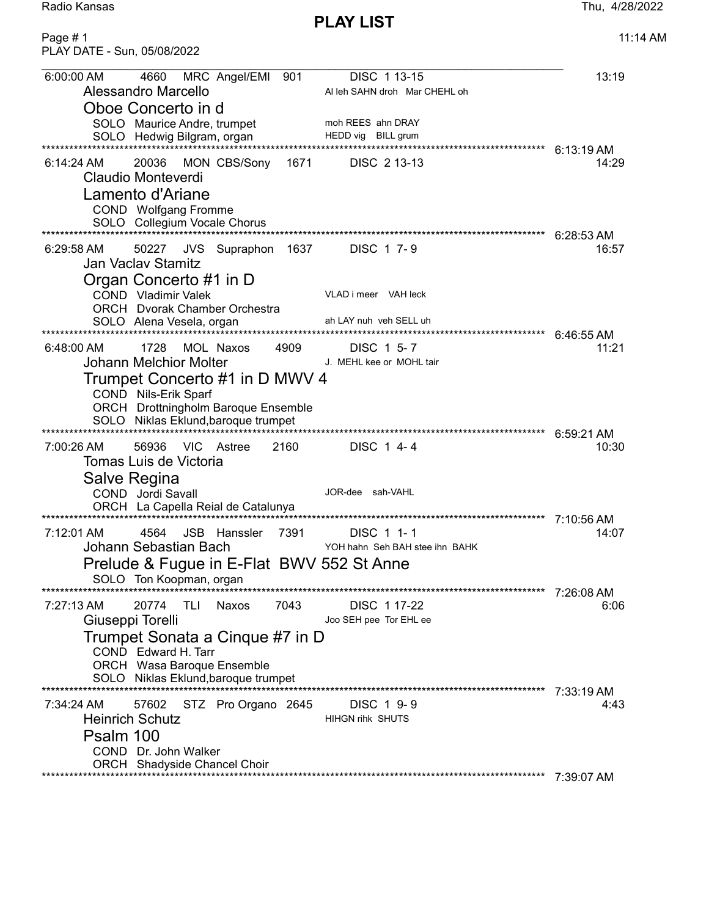Radio Kansas

# PLAY LIST

Thu, 4/28/2022

11:14 AM

PLAY DATE - Sun, 05/08/2022

---

6:00:00 AM 4660 MRC Angel/EMI 901 DISC 1 13-15 — 13:19

Alessandro Marcello — Al leh SAHN droh Mar CHEHL oh

## Oboe Concerto in d

SOLO Maurice Andre, trumpet — moh REES ahn DRAY

SOLO Hedwig Bilgram, organ — HEDD vig BILL grum

6:13:19 AM

---

6:14:24 AM 20036 MON CBS/Sony 1671 DISC 2 13-13 — 14:29

Claudio Monteverdi

## Lamento d'Ariane

COND Wolfgang Fromme

SOLO Collegium Vocale Chorus

6:28:53 AM

---

6:29:58 AM 50227 JVS Supraphon 1637 DISC 1 7- 9 — 16:57

Jan Vaclav Stamitz

## Organ Concerto #1 in D

COND Vladimir Valek — VLAD i meer VAH leck

ORCH Dvorak Chamber Orchestra

SOLO Alena Vesela, organ — ah LAY nuh veh SELL uh

6:46:55 AM

---

6:48:00 AM 1728 MOL Naxos 4909 DISC 1 5- 7 — 11:21

Johann Melchior Molter — J. MEHL kee or MOHL tair

## Trumpet Concerto #1 in D MWV 4

COND Nils-Erik Sparf

ORCH Drottningholm Baroque Ensemble

SOLO Niklas Eklund,baroque trumpet

6:59:21 AM

---

7:00:26 AM 56936 VIC Astree 2160 DISC 1 4- 4 — 10:30

Tomas Luis de Victoria

## Salve Regina

COND Jordi Savall — JOR-dee sah-VAHL

ORCH La Capella Reial de Catalunya

7:10:56 AM

---

7:12:01 AM 4564 JSB Hanssler 7391 DISC 1 1- 1 — 14:07

Johann Sebastian Bach — YOH hahn Seh BAH stee ihn BAHK

## Prelude & Fugue in E-Flat BWV 552 St Anne

SOLO Ton Koopman, organ

7:26:08 AM

---

7:27:13 AM 20774 TLI Naxos 7043 DISC 1 17-22 — 6:06

Giuseppi Torelli — Joo SEH pee Tor EHL ee

## Trumpet Sonata a Cinque #7 in D

COND Edward H. Tarr

ORCH Wasa Baroque Ensemble

SOLO Niklas Eklund,baroque trumpet

7:33:19 AM

---

7:34:24 AM 57602 STZ Pro Organo 2645 DISC 1 9- 9 — 4:43

Heinrich Schutz — HIHGN rihk SHUTS

## Psalm 100

COND Dr. John Walker

ORCH Shadyside Chancel Choir

7:39:07 AM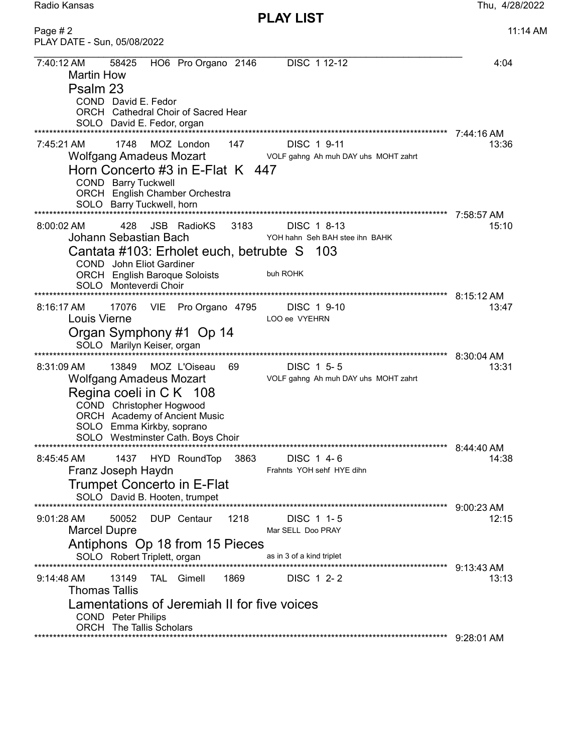PLAY DATE - Sun, 05/08/2022

7:40:12 AM 58425 HO6 Pro Organo 2146 DISC 1 12-12 4:04

Martin How

Psalm 23

COND David E. Fedor
ORCH Cathedral Choir of Sacred Hear
SOLO David E. Fedor, organ

7:44:16 AM

7:45:21 AM 1748 MOZ London 147 DISC 1 9-11 13:36

Wolfgang Amadeus Mozart — VOLF gahng Ah muh DAY uhs MOHT zahrt

Horn Concerto #3 in E-Flat K 447

COND Barry Tuckwell
ORCH English Chamber Orchestra
SOLO Barry Tuckwell, horn

7:58:57 AM

8:00:02 AM 428 JSB RadioKS 3183 DISC 1 8-13 15:10

Johann Sebastian Bach — YOH hahn Seh BAH stee ihn BAHK

Cantata #103: Erholet euch, betrubte S 103

COND John Eliot Gardiner
ORCH English Baroque Soloists — buh ROHK
SOLO Monteverdi Choir

8:15:12 AM

8:16:17 AM 17076 VIE Pro Organo 4795 DISC 1 9-10 13:47

Louis Vierne — LOO ee VYEHRN

Organ Symphony #1 Op 14

SOLO Marilyn Keiser, organ

8:30:04 AM

8:31:09 AM 13849 MOZ L'Oiseau 69 DISC 1 5-5 13:31

Wolfgang Amadeus Mozart — VOLF gahng Ah muh DAY uhs MOHT zahrt

Regina coeli in C K 108

COND Christopher Hogwood
ORCH Academy of Ancient Music
SOLO Emma Kirkby, soprano
SOLO Westminster Cath. Boys Choir

8:44:40 AM

8:45:45 AM 1437 HYD RoundTop 3863 DISC 1 4-6 14:38

Franz Joseph Haydn — Frahnts YOH sehf HYE dihn

Trumpet Concerto in E-Flat

SOLO David B. Hooten, trumpet

9:00:23 AM

9:01:28 AM 50052 DUP Centaur 1218 DISC 1 1-5 12:15

Marcel Dupre — Mar SELL Doo PRAY

Antiphons Op 18 from 15 Pieces

SOLO Robert Triplett, organ — as in 3 of a kind triplet

9:13:43 AM

9:14:48 AM 13149 TAL Gimell 1869 DISC 1 2-2 13:13

Thomas Tallis

Lamentations of Jeremiah II for five voices

COND Peter Philips
ORCH The Tallis Scholars

9:28:01 AM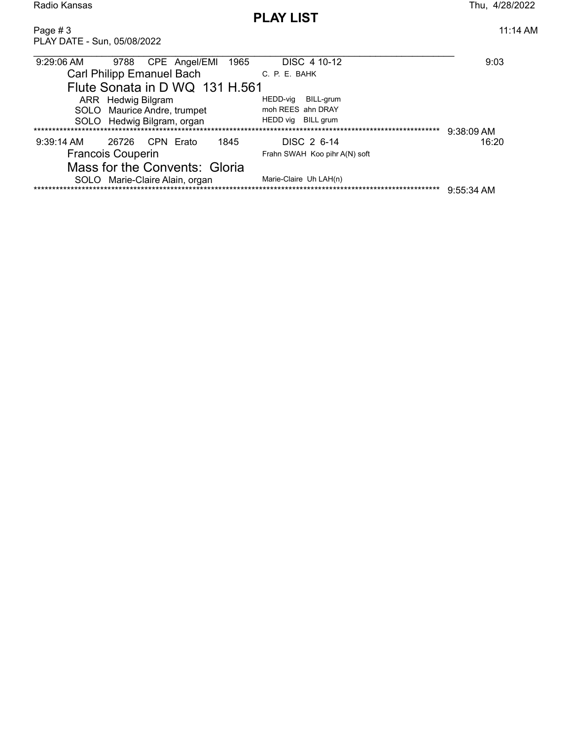PLAY DATE - Sun, 05/08/2022

---

9:29:06 AM 9788 CPE Angel/EMI 1965 DISC 4 10-12 9:03

Carl Philipp Emanuel Bach — C. P. E. BAHK

Flute Sonata in D WQ 131 H.561

ARR Hedwig Bilgram — HEDD-vig BILL-grum
SOLO Maurice Andre, trumpet — moh REES ahn DRAY
SOLO Hedwig Bilgram, organ — HEDD vig BILL grum

****************************************************************************************************** 9:38:09 AM

9:39:14 AM 26726 CPN Erato 1845 DISC 2 6-14 16:20

Francois Couperin — Frahn SWAH Koo pihr A(N) soft

Mass for the Convents: Gloria

SOLO Marie-Claire Alain, organ — Marie-Claire Uh LAH(n)

****************************************************************************************************** 9:55:34 AM